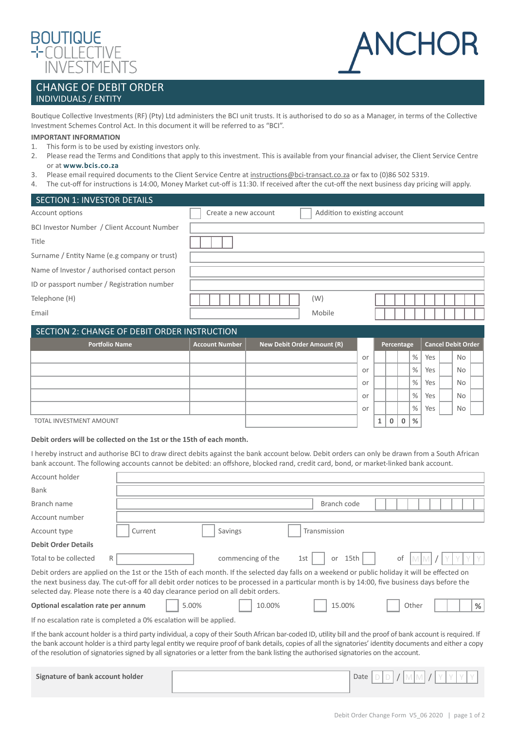BOUTIQUE COLLECTIVE INVESTMENTS

ANCHOR

# CHANGE OF DEBIT ORDER

## INDIVIDUALS / ENTITY

Boutique Collective Investments (RF) (Pty) Ltd administers the BCI unit trusts. It is authorised to do so as a Manager, in terms of the Collective Investment Schemes Control Act. In this document it will be referred to as “BCI”.

**IMPORTANT INFORMATION**

1. This form is to be used by existing investors only.
2. Please read the Terms and Conditions that apply to this investment. This is available from your financial adviser, the Client Service Centre or at **www.bcis.co.za**
3. Please email required documents to the Client Service Centre at instructions@bci-transact.co.za or fax to (0)86 502 5319.
4. The cut-off for instructions is 14:00, Money Market cut-off is 11:30. If received after the cut-off the next business day pricing will apply.

## SECTION 1: INVESTOR DETAILS

| | |
|---|---|
| Account options | ☐ Create a new account ☐ Addition to existing account |
| BCI Investor Number / Client Account Number | |
| Title | |
| Surname / Entity Name (e.g company or trust) | |
| Name of Investor / authorised contact person | |
| ID or passport number / Registration number | |
| Telephone (H) | (W) |
| Email | Mobile |

## SECTION 2: CHANGE OF DEBIT ORDER INSTRUCTION

| Portfolio Name | Account Number | New Debit Order Amount (R) | | Percentage | Cancel Debit Order |
|---|---|---|---|---|---|
| | | | or | % | Yes ☐ No ☐ |
| | | | or | % | Yes ☐ No ☐ |
| | | | or | % | Yes ☐ No ☐ |
| | | | or | % | Yes ☐ No ☐ |
| | | | or | % | Yes ☐ No ☐ |
| TOTAL INVESTMENT AMOUNT | | | | 100 % | |

**Debit orders will be collected on the 1st or the 15th of each month.**

I hereby instruct and authorise BCI to draw direct debits against the bank account below. Debit orders can only be drawn from a South African bank account. The following accounts cannot be debited: an offshore, blocked rand, credit card, bond, or market-linked bank account.

| | |
|---|---|
| Account holder | |
| Bank | |
| Branch name | Branch code |
| Account number | |
| Account type | ☐ Current ☐ Savings ☐ Transmission |

**Debit Order Details**

Total to be collected R \_\_\_\_\_\_ commencing of the 1st ☐ or 15th ☐ of MM / YYYY

Debit orders are applied on the 1st or the 15th of each month. If the selected day falls on a weekend or public holiday it will be effected on the next business day. The cut-off for all debit order notices to be processed in a particular month is by 14:00, five business days before the selected day. Please note there is a 40 day clearance period on all debit orders.

**Optional escalation rate per annum** ☐ 5.00% ☐ 10.00% ☐ 15.00% ☐ Other \_\_\_ %

If no escalation rate is completed a 0% escalation will be applied.

If the bank account holder is a third party individual, a copy of their South African bar-coded ID, utility bill and the proof of bank account is required. If the bank account holder is a third party legal entity we require proof of bank details, copies of all the signatories’ identity documents and either a copy of the resolution of signatories signed by all signatories or a letter from the bank listing the authorised signatories on the account.

**Signature of bank account holder** \_\_\_\_\_\_\_\_ Date DD / MM / YYYY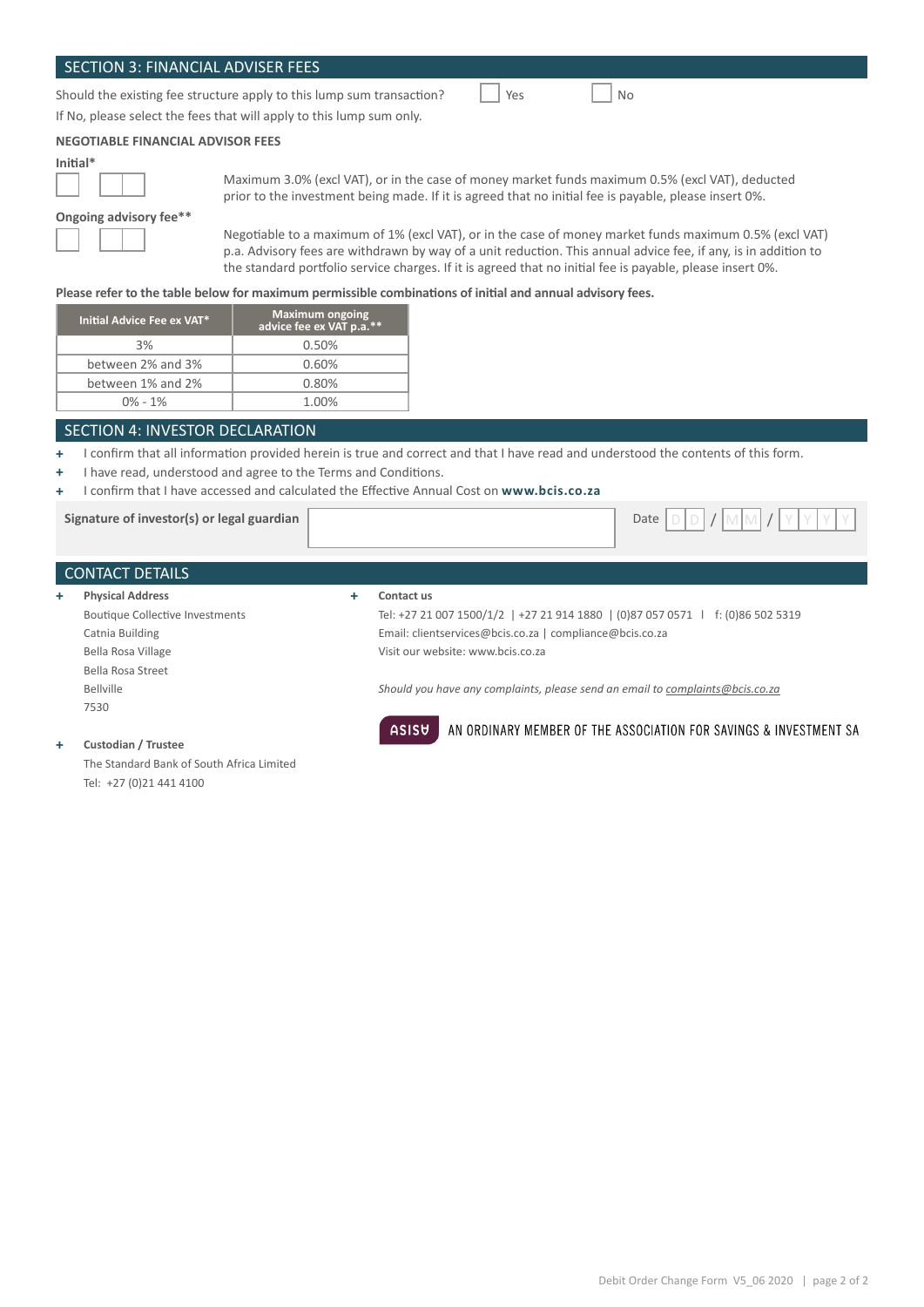## SECTION 3: FINANCIAL ADVISER FEES

Should the existing fee structure apply to this lump sum transaction? ☐ Yes ☐ No

If No, please select the fees that will apply to this lump sum only.

**NEGOTIABLE FINANCIAL ADVISOR FEES**

**Initial***

Maximum 3.0% (excl VAT), or in the case of money market funds maximum 0.5% (excl VAT), deducted prior to the investment being made. If it is agreed that no initial fee is payable, please insert 0%.

**Ongoing advisory fee****

Negotiable to a maximum of 1% (excl VAT), or in the case of money market funds maximum 0.5% (excl VAT) p.a. Advisory fees are withdrawn by way of a unit reduction. This annual advice fee, if any, is in addition to the standard portfolio service charges. If it is agreed that no initial fee is payable, please insert 0%.

**Please refer to the table below for maximum permissible combinations of initial and annual advisory fees.**

| Initial Advice Fee ex VAT* | Maximum ongoing advice fee ex VAT p.a.** |
|---|---|
| 3% | 0.50% |
| between 2% and 3% | 0.60% |
| between 1% and 2% | 0.80% |
| 0% - 1% | 1.00% |

## SECTION 4: INVESTOR DECLARATION

- I confirm that all information provided herein is true and correct and that I have read and understood the contents of this form.
- I have read, understood and agree to the Terms and Conditions.
- I confirm that I have accessed and calculated the Effective Annual Cost on **www.bcis.co.za**

**Signature of investor(s) or legal guardian** ____________________ Date DD / MM / YYYY

## CONTACT DETAILS

**Physical Address**

Boutique Collective Investments
Catnia Building
Bella Rosa Village
Bella Rosa Street
Bellville
7530

**Custodian / Trustee**

The Standard Bank of South Africa Limited
Tel: +27 (0)21 441 4100

**Contact us**

Tel: +27 21 007 1500/1/2 | +27 21 914 1880 | (0)87 057 0571 | f: (0)86 502 5319
Email: clientservices@bcis.co.za | compliance@bcis.co.za
Visit our website: www.bcis.co.za

*Should you have any complaints, please send an email to complaints@bcis.co.za*

ASISA AN ORDINARY MEMBER OF THE ASSOCIATION FOR SAVINGS & INVESTMENT SA

Debit Order Change Form V5_06 2020